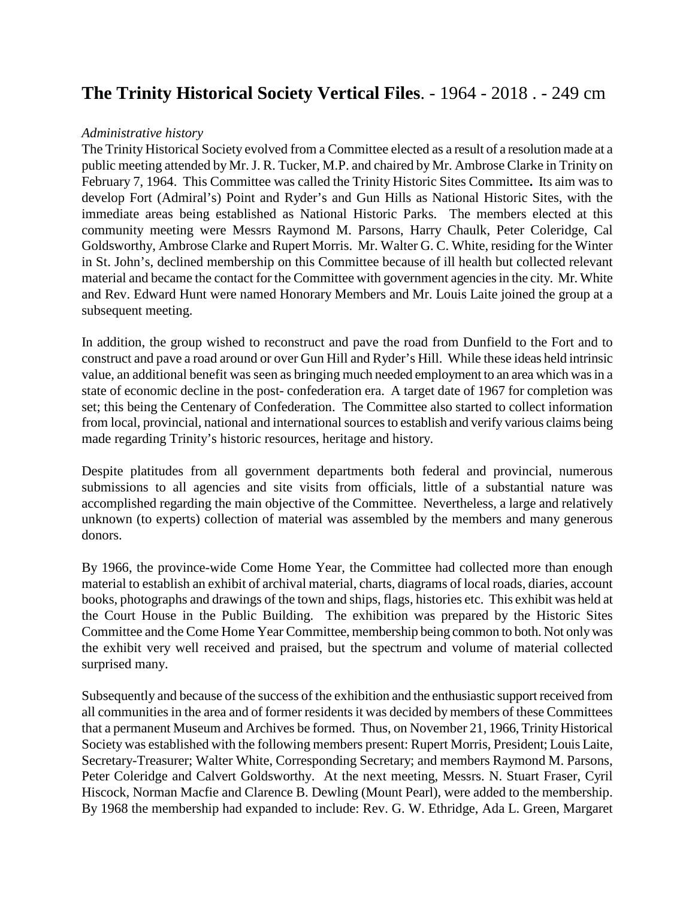**The Trinity Historical Society Vertical Files**. - 1964 - 2018 . - 249 cm

*Administrative history*

The Trinity Historical Society evolved from a Committee elected as a result of a resolution made at a public meeting attended by Mr. J. R. Tucker, M.P. and chaired by Mr. Ambrose Clarke in Trinity on February 7, 1964. This Committee was called the Trinity Historic Sites Committee**.** Its aim was to develop Fort (Admiral's) Point and Ryder's and Gun Hills as National Historic Sites, with the immediate areas being established as National Historic Parks. The members elected at this community meeting were Messrs Raymond M. Parsons, Harry Chaulk, Peter Coleridge, Cal Goldsworthy, Ambrose Clarke and Rupert Morris. Mr. Walter G. C. White, residing for the Winter in St. John's, declined membership on this Committee because of ill health but collected relevant material and became the contact for the Committee with government agencies in the city. Mr. White and Rev. Edward Hunt were named Honorary Members and Mr. Louis Laite joined the group at a subsequent meeting.

In addition, the group wished to reconstruct and pave the road from Dunfield to the Fort and to construct and pave a road around or over Gun Hill and Ryder's Hill. While these ideas held intrinsic value, an additional benefit was seen as bringing much needed employment to an area which was in a state of economic decline in the post- confederation era. A target date of 1967 for completion was set; this being the Centenary of Confederation. The Committee also started to collect information from local, provincial, national and international sources to establish and verify various claims being made regarding Trinity's historic resources, heritage and history.

Despite platitudes from all government departments both federal and provincial, numerous submissions to all agencies and site visits from officials, little of a substantial nature was accomplished regarding the main objective of the Committee. Nevertheless, a large and relatively unknown (to experts) collection of material was assembled by the members and many generous donors.

By 1966, the province-wide Come Home Year, the Committee had collected more than enough material to establish an exhibit of archival material, charts, diagrams of local roads, diaries, account books, photographs and drawings of the town and ships, flags, histories etc. This exhibit was held at the Court House in the Public Building. The exhibition was prepared by the Historic Sites Committee and the Come Home Year Committee, membership being common to both. Not only was the exhibit very well received and praised, but the spectrum and volume of material collected surprised many.

Subsequently and because of the success of the exhibition and the enthusiastic support received from all communities in the area and of former residents it was decided by members of these Committees that a permanent Museum and Archives be formed. Thus, on November 21, 1966, Trinity Historical Society was established with the following members present: Rupert Morris, President; Louis Laite, Secretary-Treasurer; Walter White, Corresponding Secretary; and members Raymond M. Parsons, Peter Coleridge and Calvert Goldsworthy. At the next meeting, Messrs. N. Stuart Fraser, Cyril Hiscock, Norman Macfie and Clarence B. Dewling (Mount Pearl), were added to the membership. By 1968 the membership had expanded to include: Rev. G. W. Ethridge, Ada L. Green, Margaret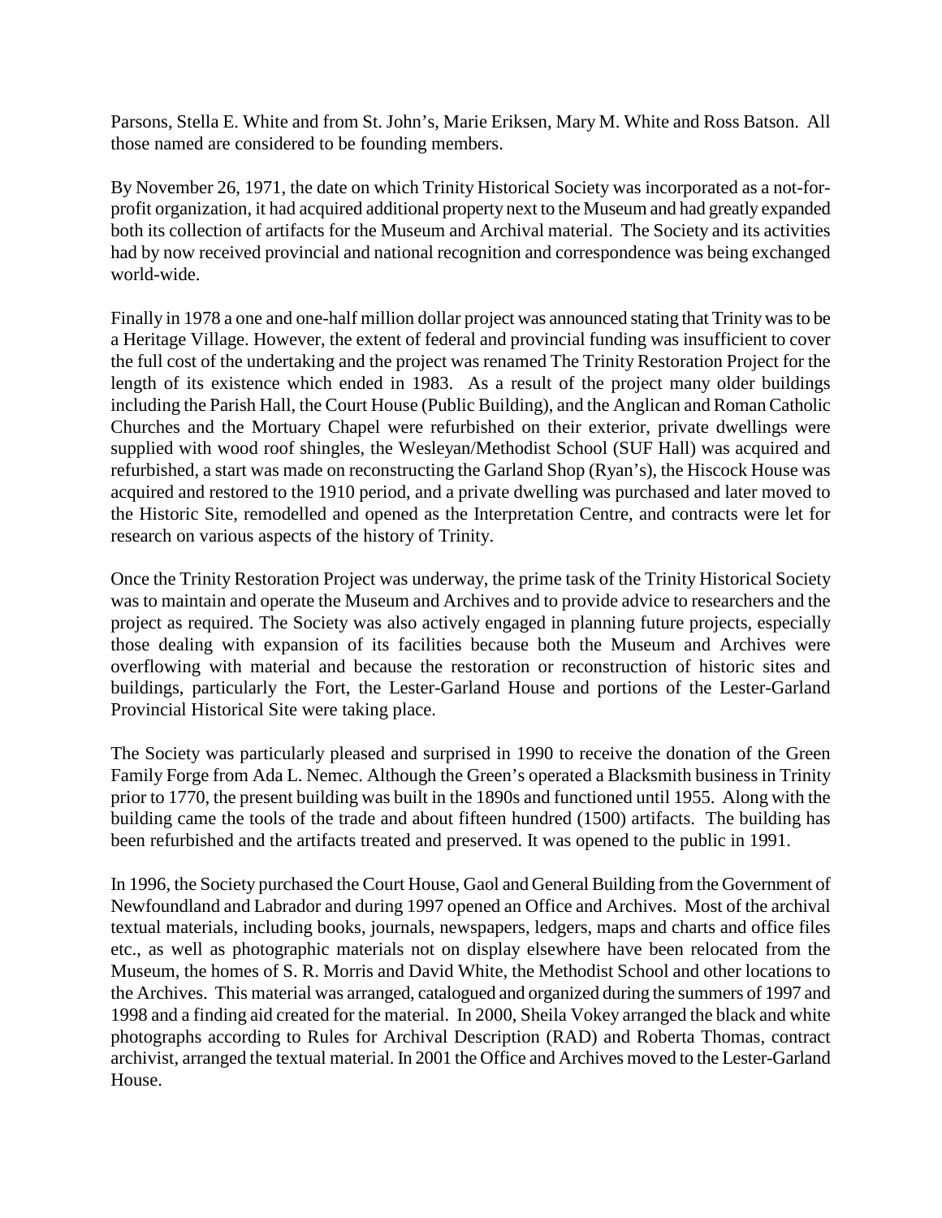Parsons, Stella E. White and from St. John's, Marie Eriksen, Mary M. White and Ross Batson. All those named are considered to be founding members.

By November 26, 1971, the date on which Trinity Historical Society was incorporated as a not-for-profit organization, it had acquired additional property next to the Museum and had greatly expanded both its collection of artifacts for the Museum and Archival material. The Society and its activities had by now received provincial and national recognition and correspondence was being exchanged world-wide.

Finally in 1978 a one and one-half million dollar project was announced stating that Trinity was to be a Heritage Village. However, the extent of federal and provincial funding was insufficient to cover the full cost of the undertaking and the project was renamed The Trinity Restoration Project for the length of its existence which ended in 1983. As a result of the project many older buildings including the Parish Hall, the Court House (Public Building), and the Anglican and Roman Catholic Churches and the Mortuary Chapel were refurbished on their exterior, private dwellings were supplied with wood roof shingles, the Wesleyan/Methodist School (SUF Hall) was acquired and refurbished, a start was made on reconstructing the Garland Shop (Ryan's), the Hiscock House was acquired and restored to the 1910 period, and a private dwelling was purchased and later moved to the Historic Site, remodelled and opened as the Interpretation Centre, and contracts were let for research on various aspects of the history of Trinity.

Once the Trinity Restoration Project was underway, the prime task of the Trinity Historical Society was to maintain and operate the Museum and Archives and to provide advice to researchers and the project as required. The Society was also actively engaged in planning future projects, especially those dealing with expansion of its facilities because both the Museum and Archives were overflowing with material and because the restoration or reconstruction of historic sites and buildings, particularly the Fort, the Lester-Garland House and portions of the Lester-Garland Provincial Historical Site were taking place.

The Society was particularly pleased and surprised in 1990 to receive the donation of the Green Family Forge from Ada L. Nemec. Although the Green's operated a Blacksmith business in Trinity prior to 1770, the present building was built in the 1890s and functioned until 1955. Along with the building came the tools of the trade and about fifteen hundred (1500) artifacts. The building has been refurbished and the artifacts treated and preserved. It was opened to the public in 1991.

In 1996, the Society purchased the Court House, Gaol and General Building from the Government of Newfoundland and Labrador and during 1997 opened an Office and Archives. Most of the archival textual materials, including books, journals, newspapers, ledgers, maps and charts and office files etc., as well as photographic materials not on display elsewhere have been relocated from the Museum, the homes of S. R. Morris and David White, the Methodist School and other locations to the Archives. This material was arranged, catalogued and organized during the summers of 1997 and 1998 and a finding aid created for the material. In 2000, Sheila Vokey arranged the black and white photographs according to Rules for Archival Description (RAD) and Roberta Thomas, contract archivist, arranged the textual material. In 2001 the Office and Archives moved to the Lester-Garland House.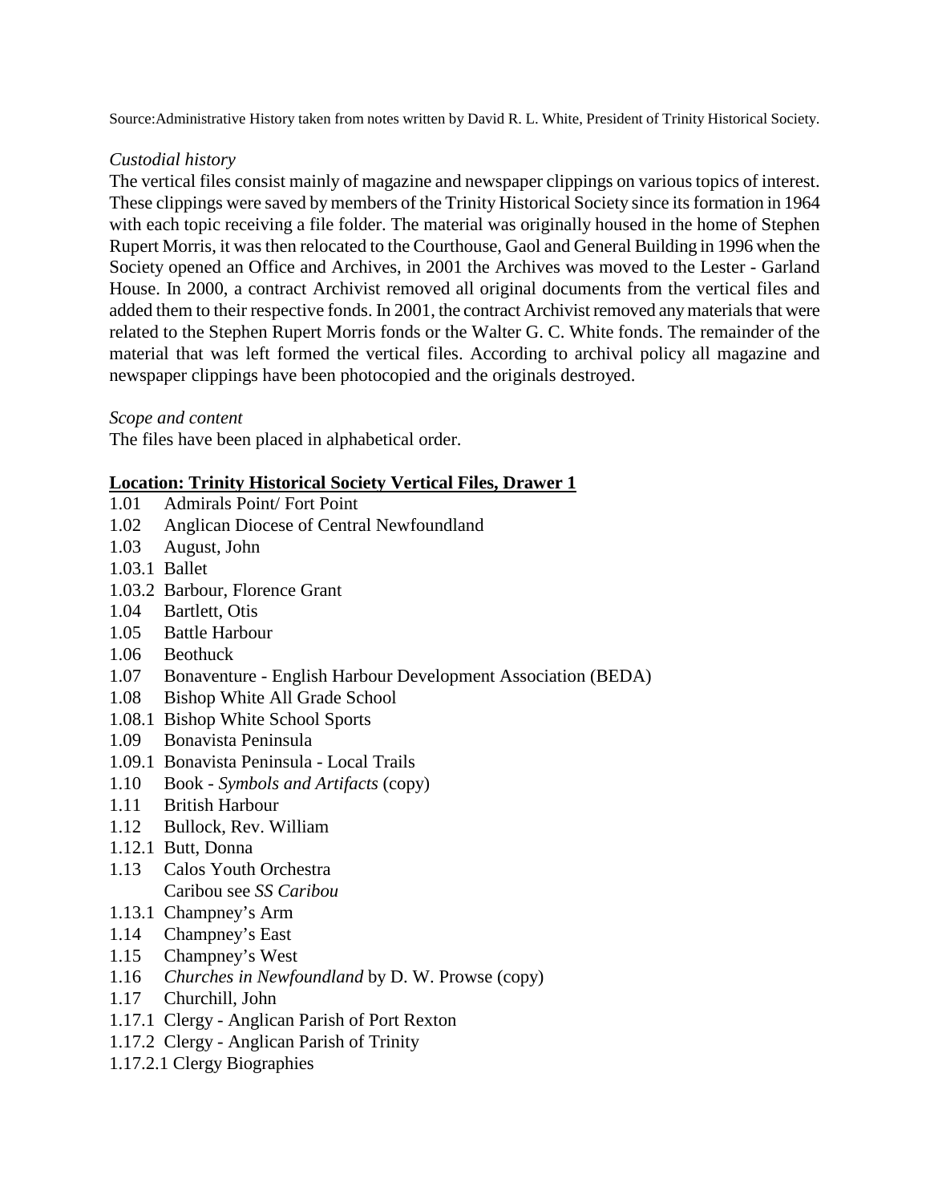Source:Administrative History taken from notes written by David R. L. White, President of Trinity Historical Society.

*Custodial history*

The vertical files consist mainly of magazine and newspaper clippings on various topics of interest. These clippings were saved by members of the Trinity Historical Society since its formation in 1964 with each topic receiving a file folder. The material was originally housed in the home of Stephen Rupert Morris, it was then relocated to the Courthouse, Gaol and General Building in 1996 when the Society opened an Office and Archives, in 2001 the Archives was moved to the Lester - Garland House. In 2000, a contract Archivist removed all original documents from the vertical files and added them to their respective fonds. In 2001, the contract Archivist removed any materials that were related to the Stephen Rupert Morris fonds or the Walter G. C. White fonds. The remainder of the material that was left formed the vertical files. According to archival policy all magazine and newspaper clippings have been photocopied and the originals destroyed.

*Scope and content*

The files have been placed in alphabetical order.

**Location: Trinity Historical Society Vertical Files, Drawer 1**

1.01 Admirals Point/ Fort Point
1.02 Anglican Diocese of Central Newfoundland
1.03 August, John
1.03.1 Ballet
1.03.2 Barbour, Florence Grant
1.04 Bartlett, Otis
1.05 Battle Harbour
1.06 Beothuck
1.07 Bonaventure - English Harbour Development Association (BEDA)
1.08 Bishop White All Grade School
1.08.1 Bishop White School Sports
1.09 Bonavista Peninsula
1.09.1 Bonavista Peninsula - Local Trails
1.10 Book - *Symbols and Artifacts* (copy)
1.11 British Harbour
1.12 Bullock, Rev. William
1.12.1 Butt, Donna
1.13 Calos Youth Orchestra
Caribou see *SS Caribou*
1.13.1 Champney's Arm
1.14 Champney's East
1.15 Champney's West
1.16 *Churches in Newfoundland* by D. W. Prowse (copy)
1.17 Churchill, John
1.17.1 Clergy - Anglican Parish of Port Rexton
1.17.2 Clergy - Anglican Parish of Trinity
1.17.2.1 Clergy Biographies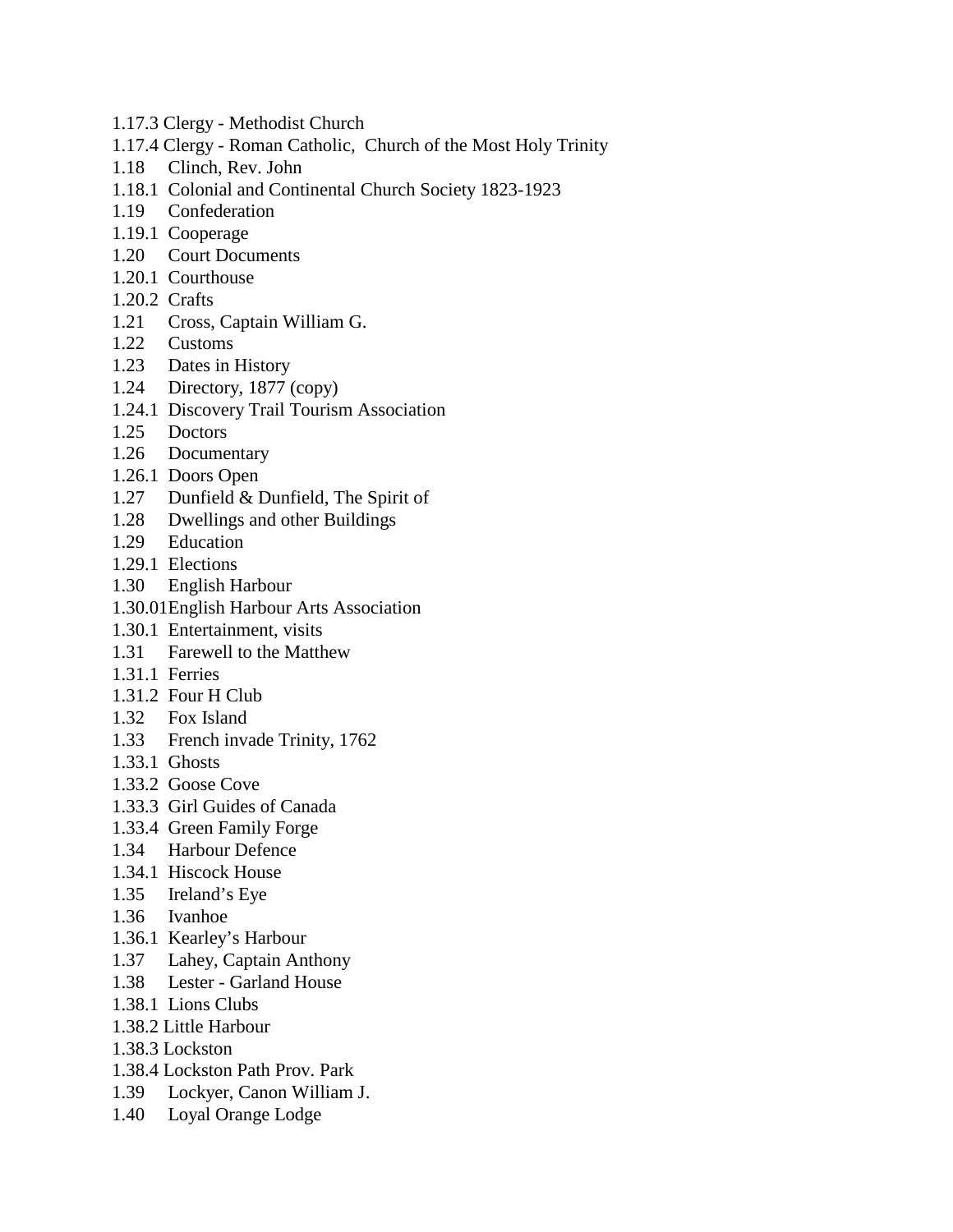1.17.3 Clergy - Methodist Church
1.17.4 Clergy - Roman Catholic, Church of the Most Holy Trinity
1.18 Clinch, Rev. John
1.18.1 Colonial and Continental Church Society 1823-1923
1.19 Confederation
1.19.1 Cooperage
1.20 Court Documents
1.20.1 Courthouse
1.20.2 Crafts
1.21 Cross, Captain William G.
1.22 Customs
1.23 Dates in History
1.24 Directory, 1877 (copy)
1.24.1 Discovery Trail Tourism Association
1.25 Doctors
1.26 Documentary
1.26.1 Doors Open
1.27 Dunfield & Dunfield, The Spirit of
1.28 Dwellings and other Buildings
1.29 Education
1.29.1 Elections
1.30 English Harbour
1.30.01English Harbour Arts Association
1.30.1 Entertainment, visits
1.31 Farewell to the Matthew
1.31.1 Ferries
1.31.2 Four H Club
1.32 Fox Island
1.33 French invade Trinity, 1762
1.33.1 Ghosts
1.33.2 Goose Cove
1.33.3 Girl Guides of Canada
1.33.4 Green Family Forge
1.34 Harbour Defence
1.34.1 Hiscock House
1.35 Ireland's Eye
1.36 Ivanhoe
1.36.1 Kearley's Harbour
1.37 Lahey, Captain Anthony
1.38 Lester - Garland House
1.38.1 Lions Clubs
1.38.2 Little Harbour
1.38.3 Lockston
1.38.4 Lockston Path Prov. Park
1.39 Lockyer, Canon William J.
1.40 Loyal Orange Lodge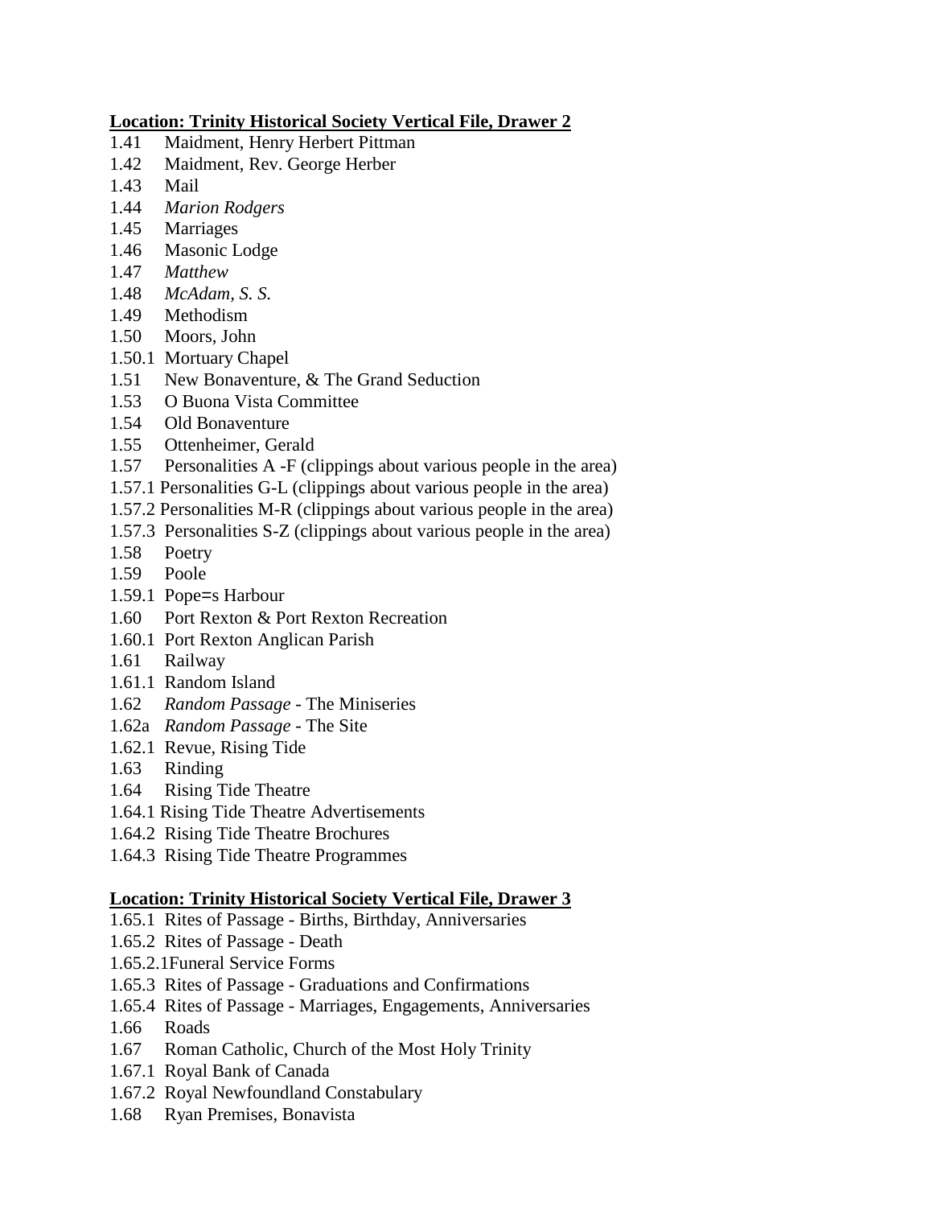**Location: Trinity Historical Society Vertical File, Drawer 2**

1.41 Maidment, Henry Herbert Pittman
1.42 Maidment, Rev. George Herber
1.43 Mail
1.44 *Marion Rodgers*
1.45 Marriages
1.46 Masonic Lodge
1.47 *Matthew*
1.48 *McAdam, S. S.*
1.49 Methodism
1.50 Moors, John
1.50.1 Mortuary Chapel
1.51 New Bonaventure, & The Grand Seduction
1.53 O Buona Vista Committee
1.54 Old Bonaventure
1.55 Ottenheimer, Gerald
1.57 Personalities A -F (clippings about various people in the area)
1.57.1 Personalities G-L (clippings about various people in the area)
1.57.2 Personalities M-R (clippings about various people in the area)
1.57.3 Personalities S-Z (clippings about various people in the area)
1.58 Poetry
1.59 Poole
1.59.1 Pope=s Harbour
1.60 Port Rexton & Port Rexton Recreation
1.60.1 Port Rexton Anglican Parish
1.61 Railway
1.61.1 Random Island
1.62 *Random Passage* - The Miniseries
1.62a *Random Passage* - The Site
1.62.1 Revue, Rising Tide
1.63 Rinding
1.64 Rising Tide Theatre
1.64.1 Rising Tide Theatre Advertisements
1.64.2 Rising Tide Theatre Brochures
1.64.3 Rising Tide Theatre Programmes

**Location: Trinity Historical Society Vertical File, Drawer 3**

1.65.1 Rites of Passage - Births, Birthday, Anniversaries
1.65.2 Rites of Passage - Death
1.65.2.1Funeral Service Forms
1.65.3 Rites of Passage - Graduations and Confirmations
1.65.4 Rites of Passage - Marriages, Engagements, Anniversaries
1.66 Roads
1.67 Roman Catholic, Church of the Most Holy Trinity
1.67.1 Royal Bank of Canada
1.67.2 Royal Newfoundland Constabulary
1.68 Ryan Premises, Bonavista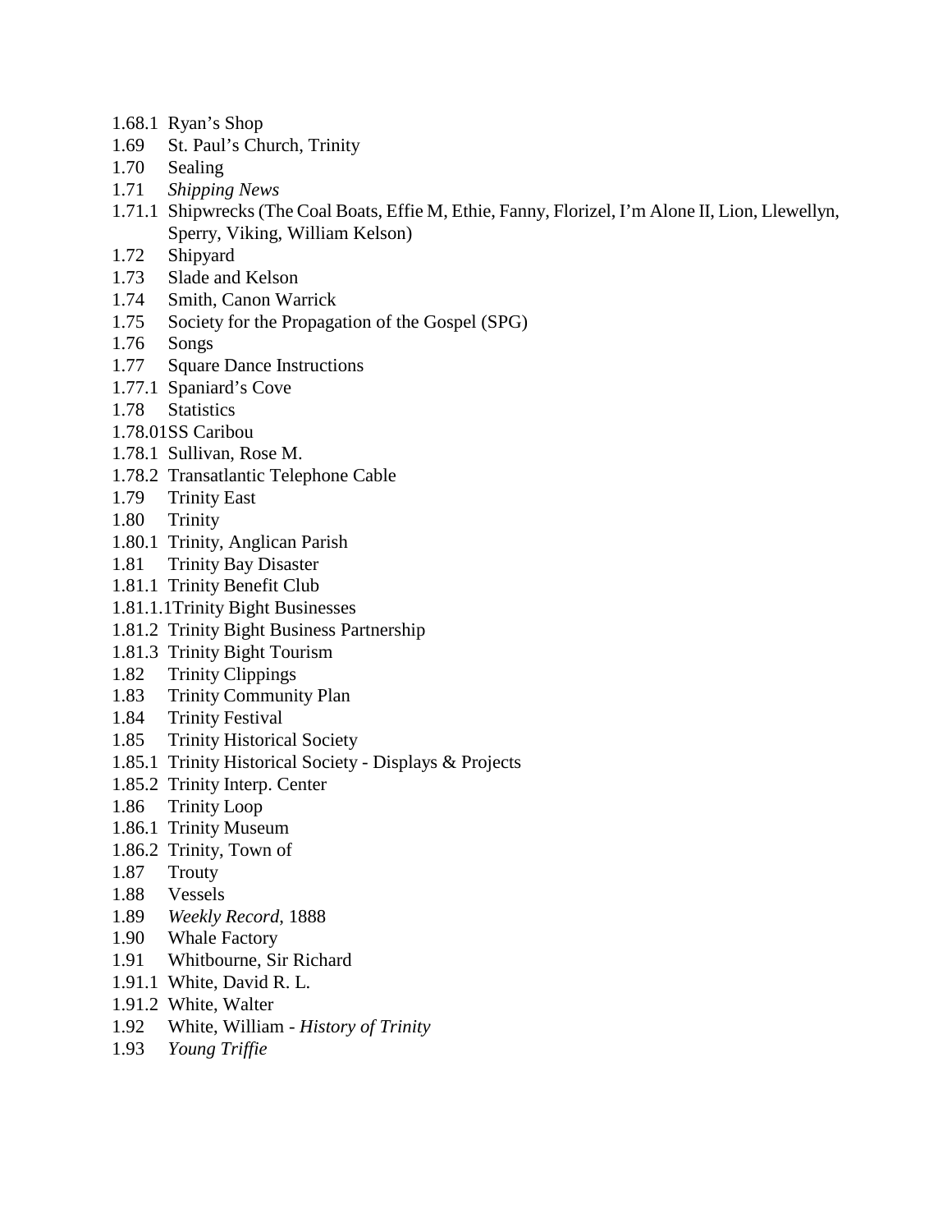1.68.1 Ryan’s Shop
1.69 St. Paul’s Church, Trinity
1.70 Sealing
1.71 *Shipping News*
1.71.1 Shipwrecks (The Coal Boats, Effie M, Ethie, Fanny, Florizel, I’m Alone II, Lion, Llewellyn, Sperry, Viking, William Kelson)
1.72 Shipyard
1.73 Slade and Kelson
1.74 Smith, Canon Warrick
1.75 Society for the Propagation of the Gospel (SPG)
1.76 Songs
1.77 Square Dance Instructions
1.77.1 Spaniard’s Cove
1.78 Statistics
1.78.01SS Caribou
1.78.1 Sullivan, Rose M.
1.78.2 Transatlantic Telephone Cable
1.79 Trinity East
1.80 Trinity
1.80.1 Trinity, Anglican Parish
1.81 Trinity Bay Disaster
1.81.1 Trinity Benefit Club
1.81.1.1Trinity Bight Businesses
1.81.2 Trinity Bight Business Partnership
1.81.3 Trinity Bight Tourism
1.82 Trinity Clippings
1.83 Trinity Community Plan
1.84 Trinity Festival
1.85 Trinity Historical Society
1.85.1 Trinity Historical Society - Displays & Projects
1.85.2 Trinity Interp. Center
1.86 Trinity Loop
1.86.1 Trinity Museum
1.86.2 Trinity, Town of
1.87 Trouty
1.88 Vessels
1.89 *Weekly Record*, 1888
1.90 Whale Factory
1.91 Whitbourne, Sir Richard
1.91.1 White, David R. L.
1.91.2 White, Walter
1.92 White, William - *History of Trinity*
1.93 *Young Triffie*